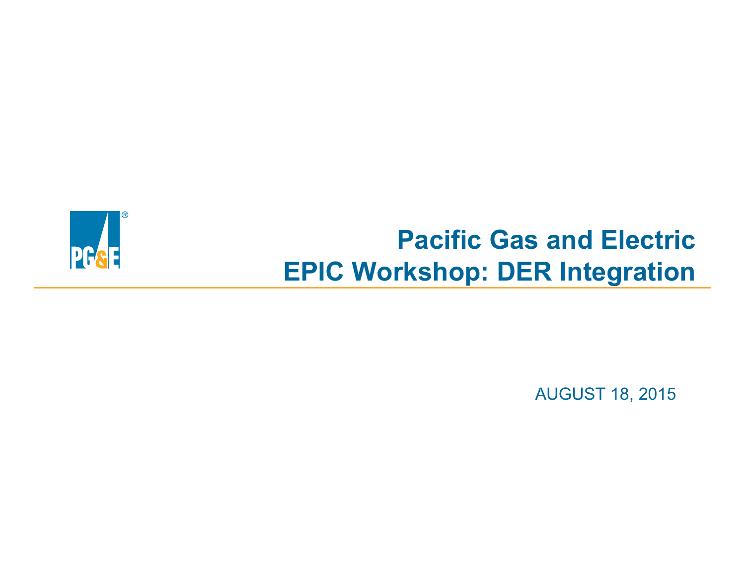# Pacific Gas and Electric
# EPIC Workshop: DER Integration

AUGUST 18, 2015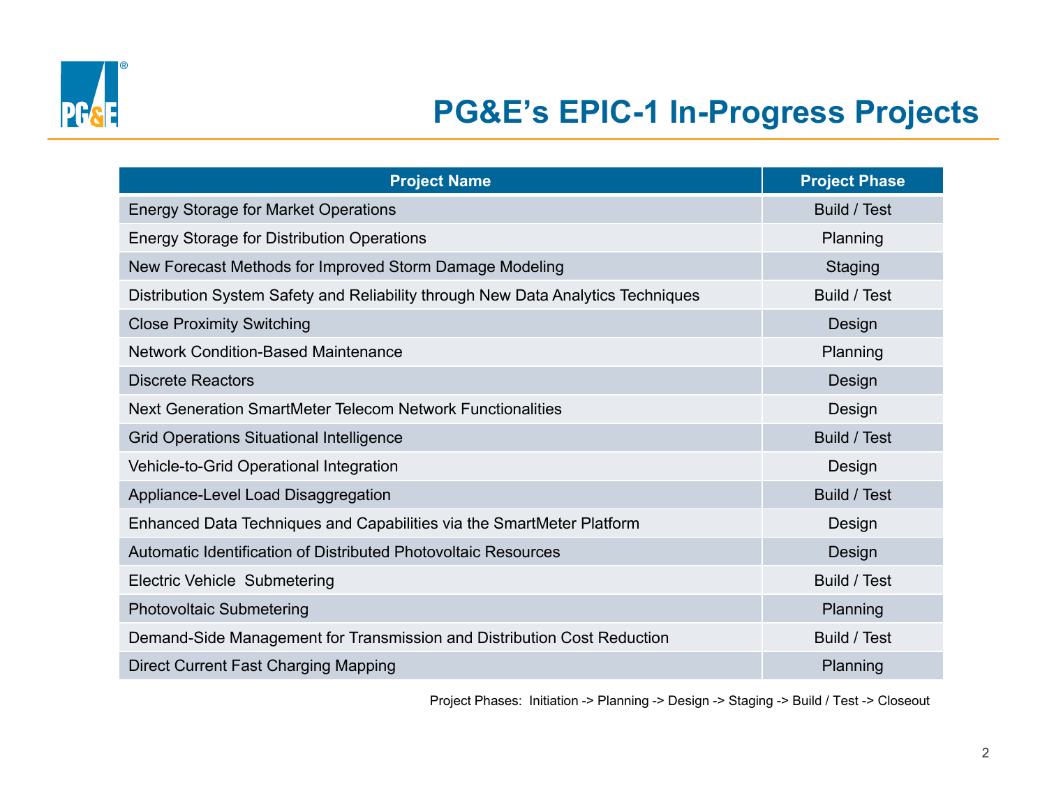# PG&E's EPIC-1 In-Progress Projects

| Project Name | Project Phase |
|---|---|
| Energy Storage for Market Operations | Build / Test |
| Energy Storage for Distribution Operations | Planning |
| New Forecast Methods for Improved Storm Damage Modeling | Staging |
| Distribution System Safety and Reliability through New Data Analytics Techniques | Build / Test |
| Close Proximity Switching | Design |
| Network Condition-Based Maintenance | Planning |
| Discrete Reactors | Design |
| Next Generation SmartMeter Telecom Network Functionalities | Design |
| Grid Operations Situational Intelligence | Build / Test |
| Vehicle-to-Grid Operational Integration | Design |
| Appliance-Level Load Disaggregation | Build / Test |
| Enhanced Data Techniques and Capabilities via the SmartMeter Platform | Design |
| Automatic Identification of Distributed Photovoltaic Resources | Design |
| Electric Vehicle Submetering | Build / Test |
| Photovoltaic Submetering | Planning |
| Demand-Side Management for Transmission and Distribution Cost Reduction | Build / Test |
| Direct Current Fast Charging Mapping | Planning |

Project Phases: Initiation -> Planning -> Design -> Staging -> Build / Test -> Closeout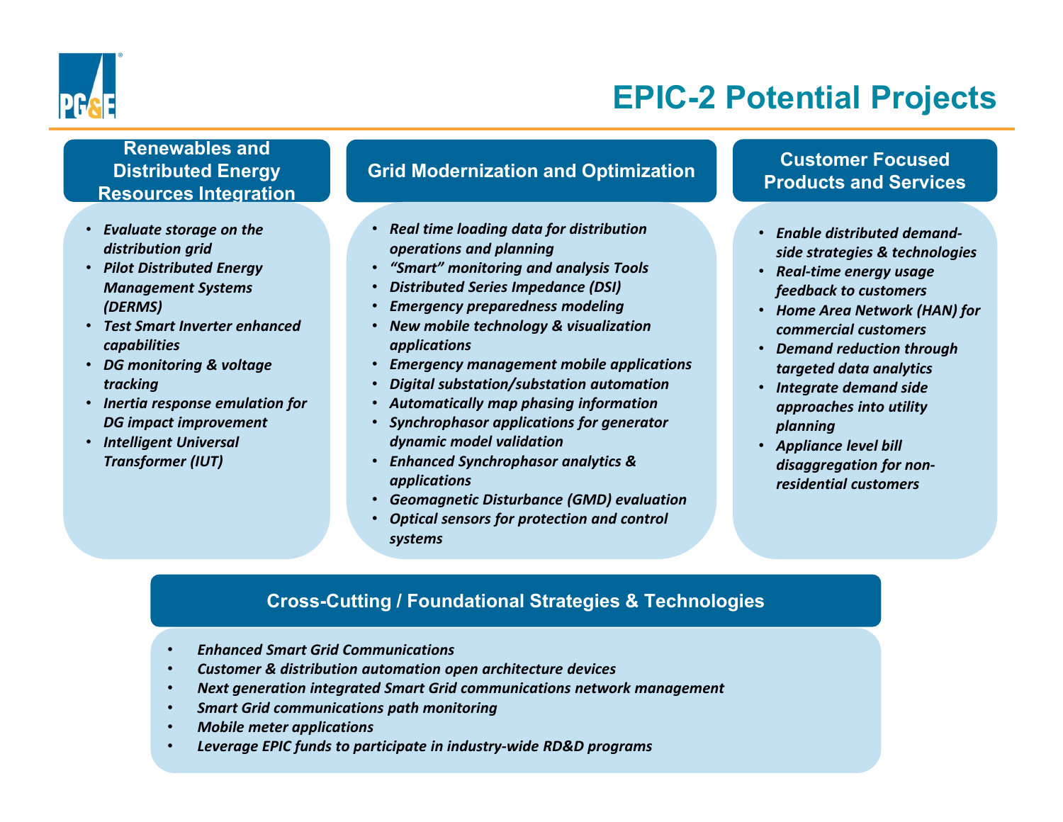# EPIC-2 Potential Projects

## Renewables and Distributed Energy Resources Integration

- *Evaluate storage on the distribution grid*
- *Pilot Distributed Energy Management Systems (DERMS)*
- *Test Smart Inverter enhanced capabilities*
- *DG monitoring & voltage tracking*
- *Inertia response emulation for DG impact improvement*
- *Intelligent Universal Transformer (IUT)*

## Grid Modernization and Optimization

- *Real time loading data for distribution operations and planning*
- *"Smart" monitoring and analysis Tools*
- *Distributed Series Impedance (DSI)*
- *Emergency preparedness modeling*
- *New mobile technology & visualization applications*
- *Emergency management mobile applications*
- *Digital substation/substation automation*
- *Automatically map phasing information*
- *Synchrophasor applications for generator dynamic model validation*
- *Enhanced Synchrophasor analytics & applications*
- *Geomagnetic Disturbance (GMD) evaluation*
- *Optical sensors for protection and control systems*

## Customer Focused Products and Services

- *Enable distributed demand-side strategies & technologies*
- *Real-time energy usage feedback to customers*
- *Home Area Network (HAN) for commercial customers*
- *Demand reduction through targeted data analytics*
- *Integrate demand side approaches into utility planning*
- *Appliance level bill disaggregation for non-residential customers*

## Cross-Cutting / Foundational Strategies & Technologies

- *Enhanced Smart Grid Communications*
- *Customer & distribution automation open architecture devices*
- *Next generation integrated Smart Grid communications network management*
- *Smart Grid communications path monitoring*
- *Mobile meter applications*
- *Leverage EPIC funds to participate in industry-wide RD&D programs*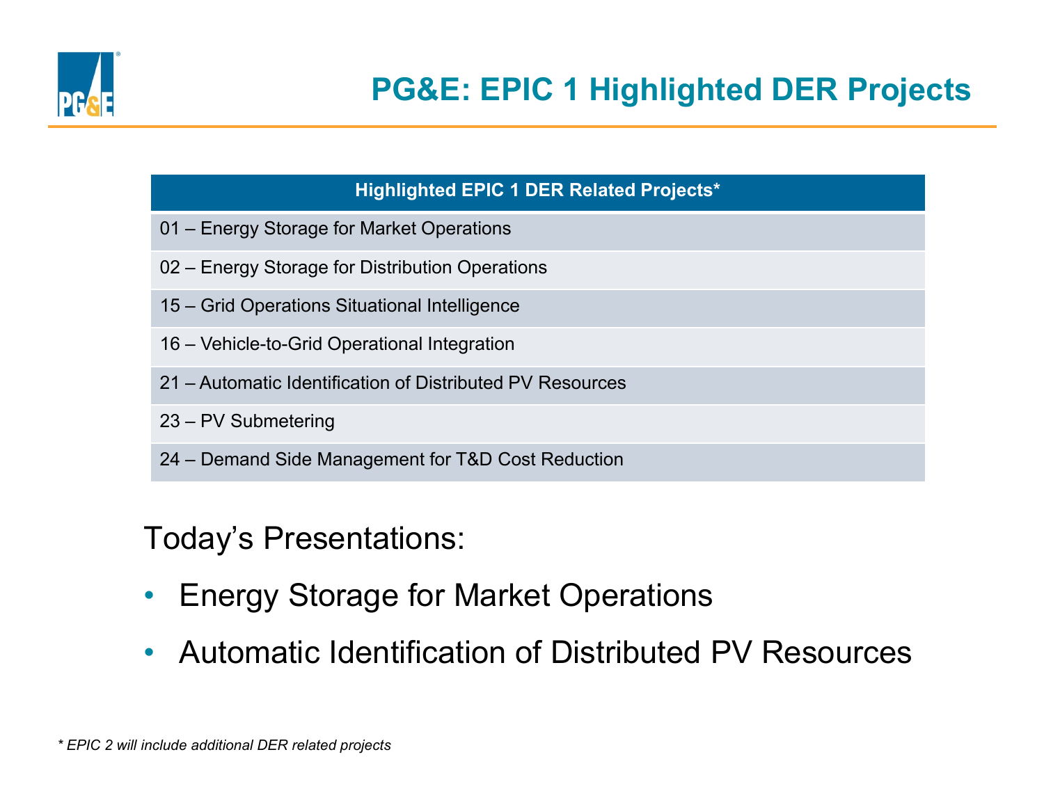# PG&E: EPIC 1 Highlighted DER Projects

| Highlighted EPIC 1 DER Related Projects* |
|---|
| 01 – Energy Storage for Market Operations |
| 02 – Energy Storage for Distribution Operations |
| 15 – Grid Operations Situational Intelligence |
| 16 – Vehicle-to-Grid Operational Integration |
| 21 – Automatic Identification of Distributed PV Resources |
| 23 – PV Submetering |
| 24 – Demand Side Management for T&D Cost Reduction |

Today's Presentations:

- Energy Storage for Market Operations
- Automatic Identification of Distributed PV Resources

*\* EPIC 2 will include additional DER related projects*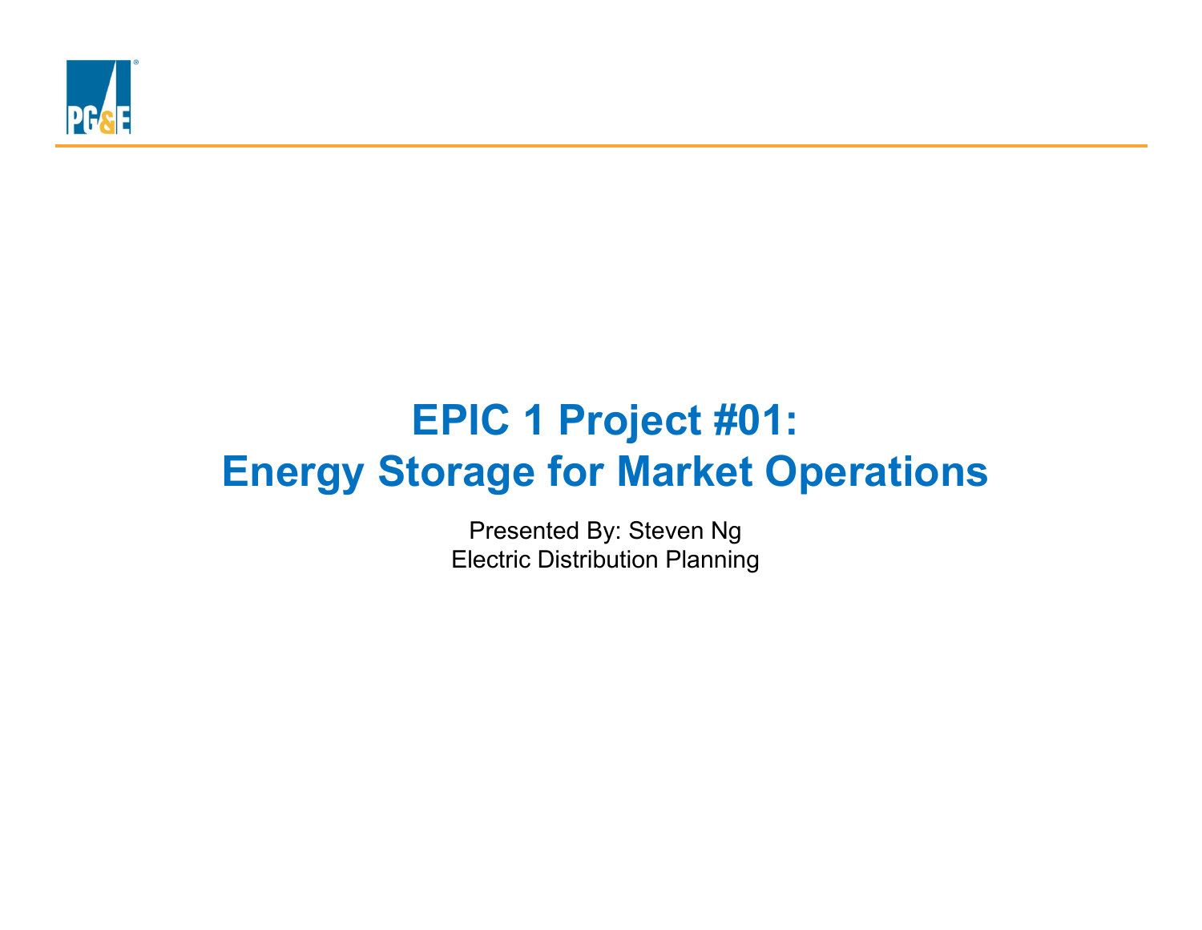# EPIC 1 Project #01: Energy Storage for Market Operations

Presented By: Steven Ng

Electric Distribution Planning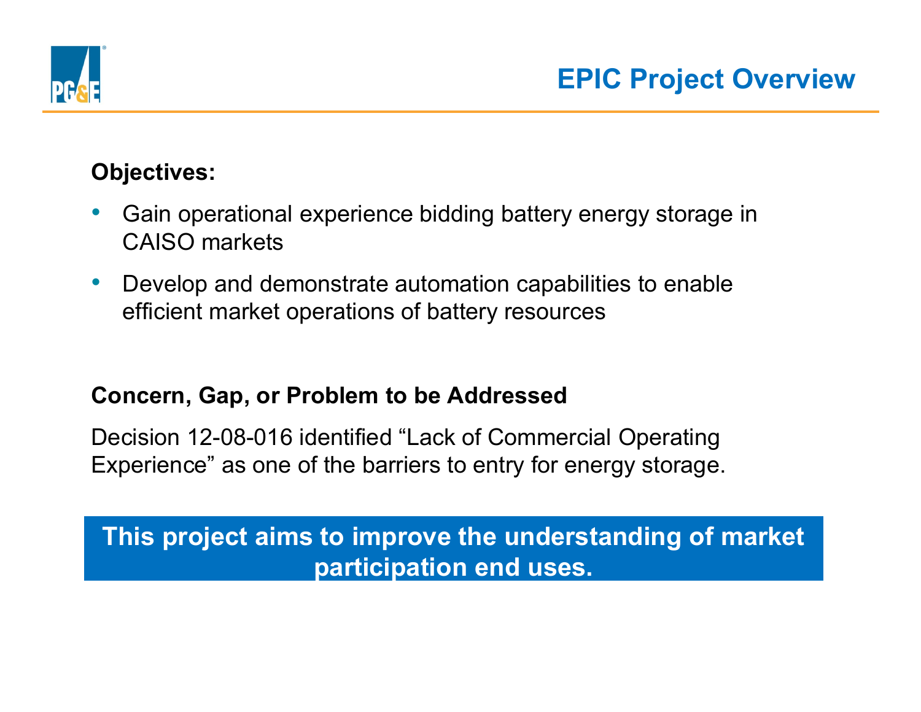# EPIC Project Overview

**Objectives:**

- Gain operational experience bidding battery energy storage in CAISO markets
- Develop and demonstrate automation capabilities to enable efficient market operations of battery resources

**Concern, Gap, or Problem to be Addressed**

Decision 12-08-016 identified "Lack of Commercial Operating Experience" as one of the barriers to entry for energy storage.

**This project aims to improve the understanding of market participation end uses.**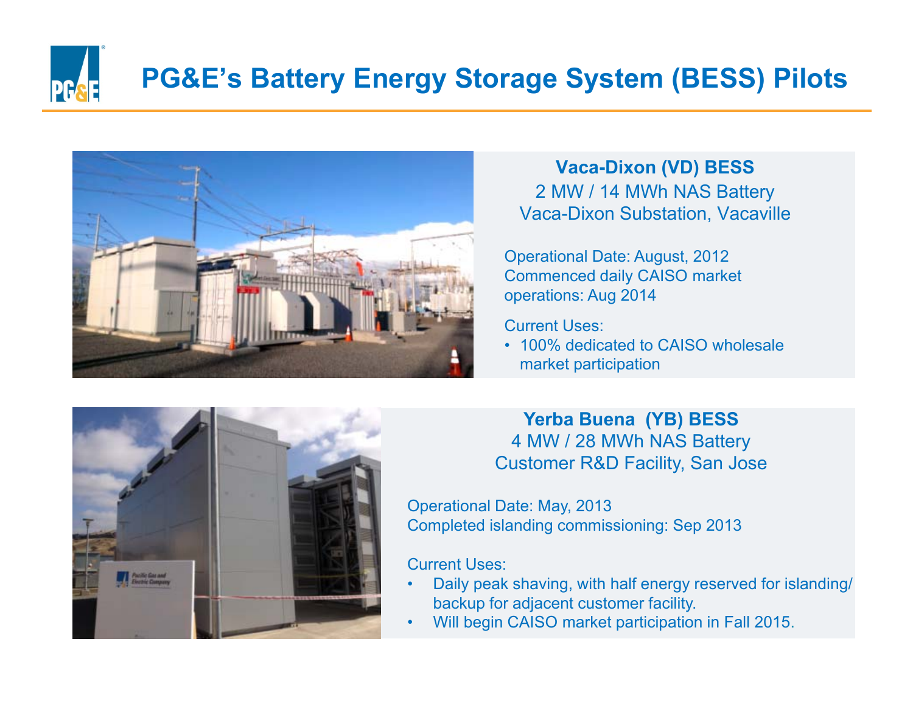# PG&E's Battery Energy Storage System (BESS) Pilots

**Vaca-Dixon (VD) BESS**
2 MW / 14 MWh NAS Battery
Vaca-Dixon Substation, Vacaville

Operational Date: August, 2012
Commenced daily CAISO market operations: Aug 2014

Current Uses:
- 100% dedicated to CAISO wholesale market participation

**Yerba Buena (YB) BESS**
4 MW / 28 MWh NAS Battery
Customer R&D Facility, San Jose

Operational Date: May, 2013
Completed islanding commissioning: Sep 2013

Current Uses:
- Daily peak shaving, with half energy reserved for islanding/backup for adjacent customer facility.
- Will begin CAISO market participation in Fall 2015.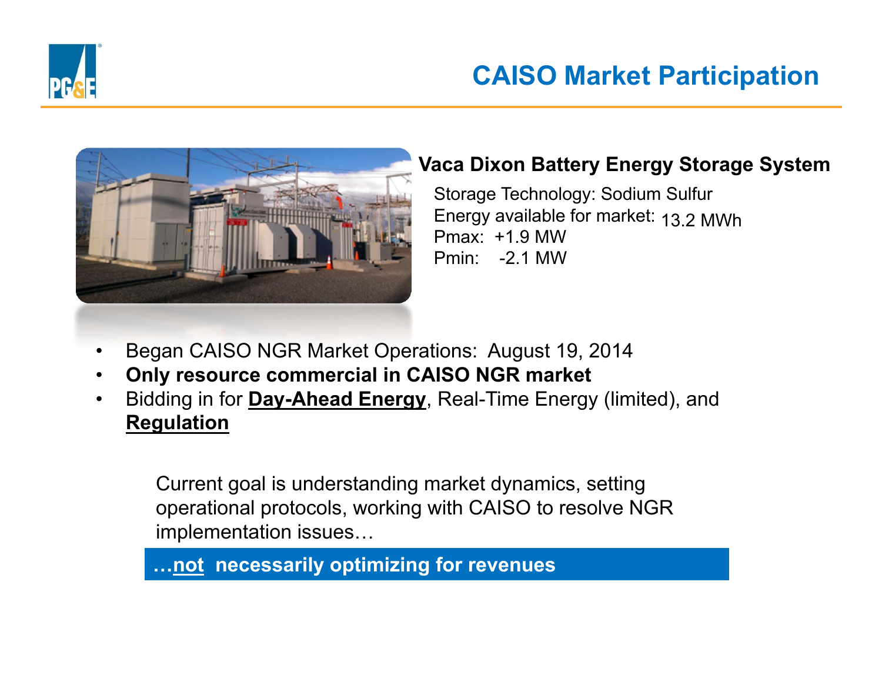# CAISO Market Participation

**Vaca Dixon Battery Energy Storage System**

Storage Technology: Sodium Sulfur
Energy available for market: 13.2 MWh
Pmax: +1.9 MW
Pmin: -2.1 MW

- Began CAISO NGR Market Operations: August 19, 2014
- **Only resource commercial in CAISO NGR market**
- Bidding in for **Day-Ahead Energy**, Real-Time Energy (limited), and **Regulation**

Current goal is understanding market dynamics, setting operational protocols, working with CAISO to resolve NGR implementation issues…

**…not necessarily optimizing for revenues**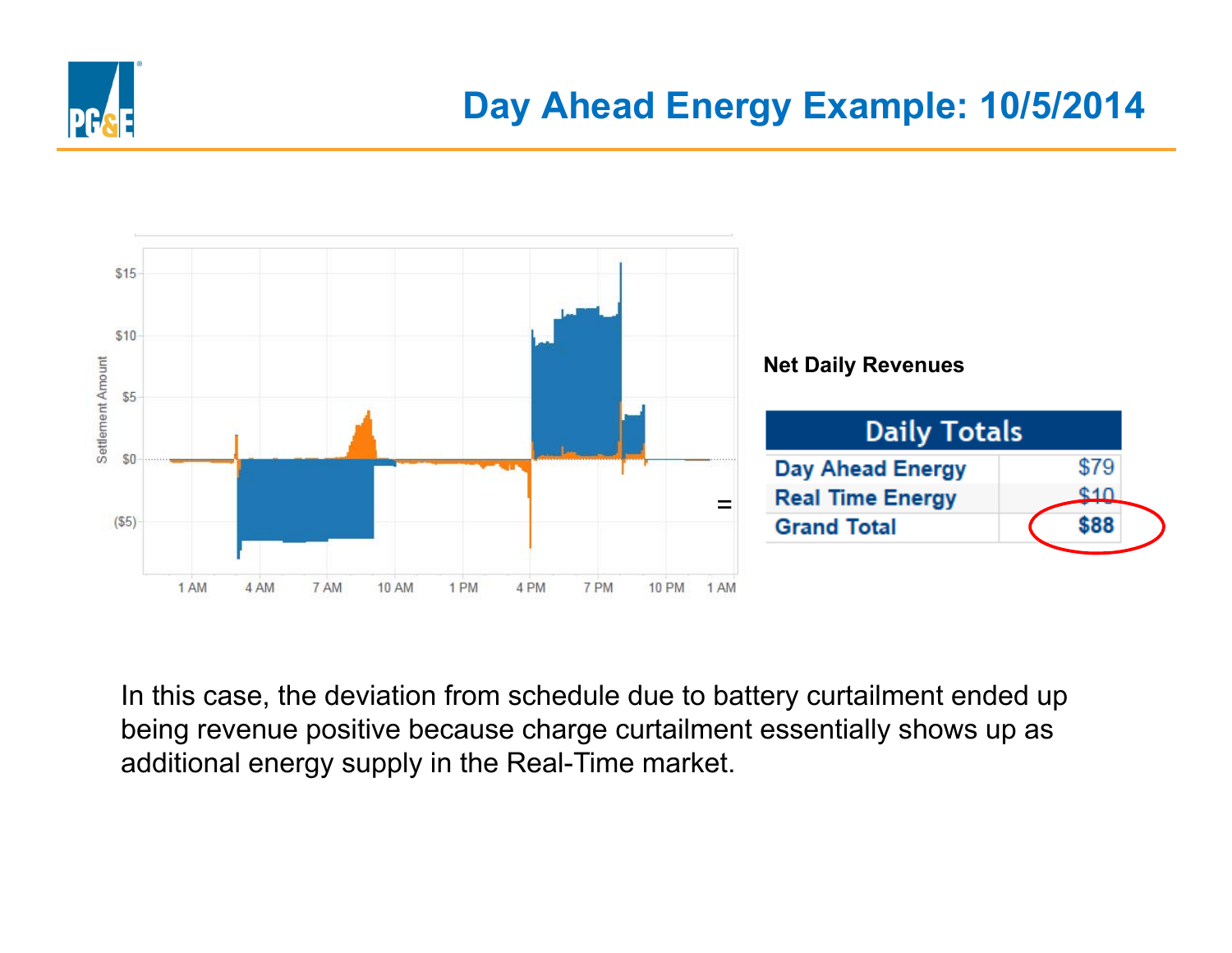# Day Ahead Energy Example: 10/5/2014

Net Daily Revenues

=

| Daily Totals | |
|---|---|
| Day Ahead Energy | $79 |
| Real Time Energy | $10 |
| **Grand Total** | **$88** |

In this case, the deviation from schedule due to battery curtailment ended up being revenue positive because charge curtailment essentially shows up as additional energy supply in the Real-Time market.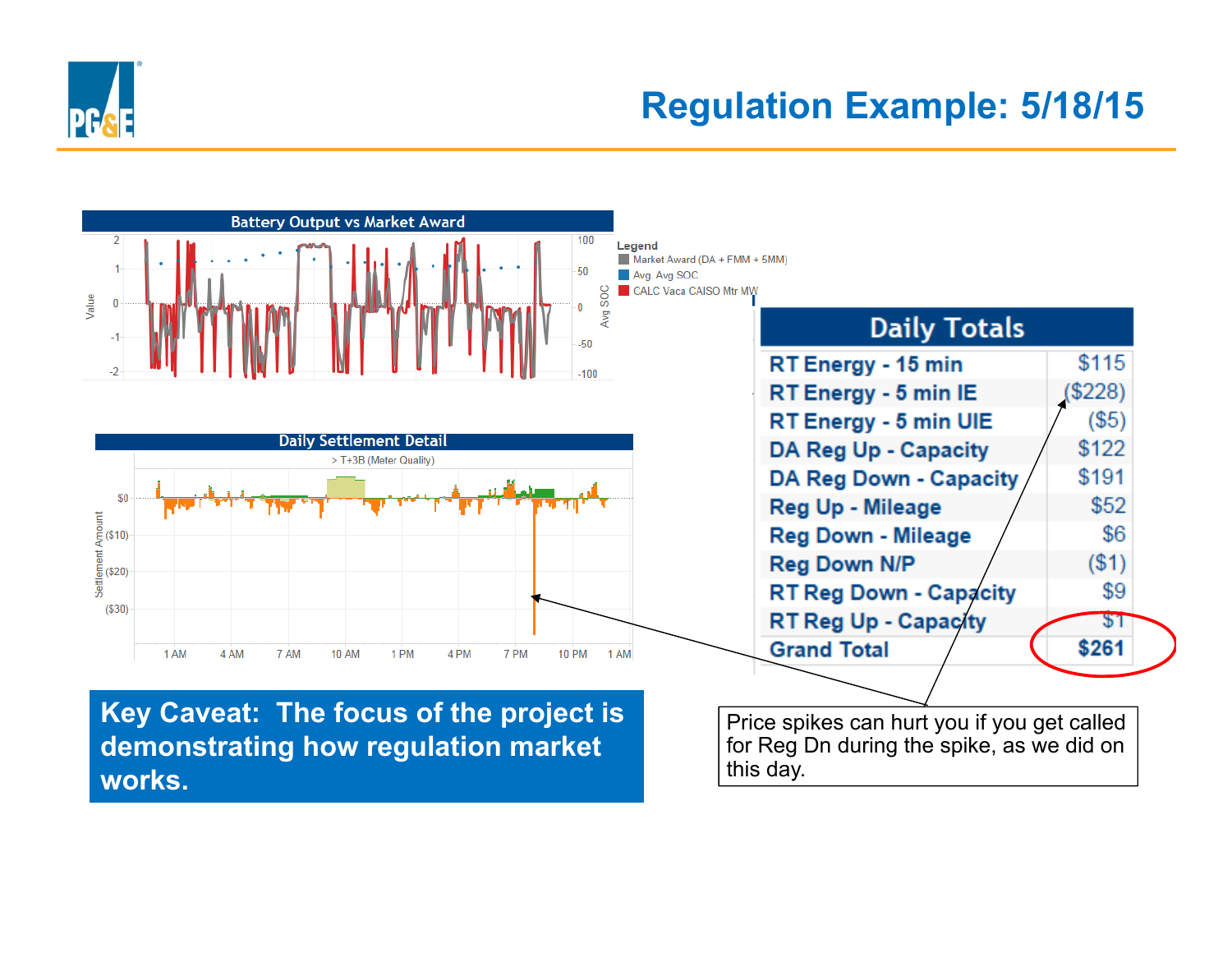# Regulation Example: 5/18/15

**Battery Output vs Market Award**

Legend
- Market Award (DA + FMM + 5MM)
- Avg. Avg SOC
- CALC Vaca CAISO Mtr MW

**Daily Settlement Detail**

> T+3B (Meter Quality)

| Daily Totals | |
|---|---|
| RT Energy - 15 min | $115 |
| RT Energy - 5 min IE | ($228) |
| RT Energy - 5 min UIE | ($5) |
| DA Reg Up - Capacity | $122 |
| DA Reg Down - Capacity | $191 |
| Reg Up - Mileage | $52 |
| Reg Down - Mileage | $6 |
| Reg Down N/P | ($1) |
| RT Reg Down - Capacity | $9 |
| RT Reg Up - Capacity | $1 |
| **Grand Total** | **$261** |

**Key Caveat: The focus of the project is demonstrating how regulation market works.**

Price spikes can hurt you if you get called for Reg Dn during the spike, as we did on this day.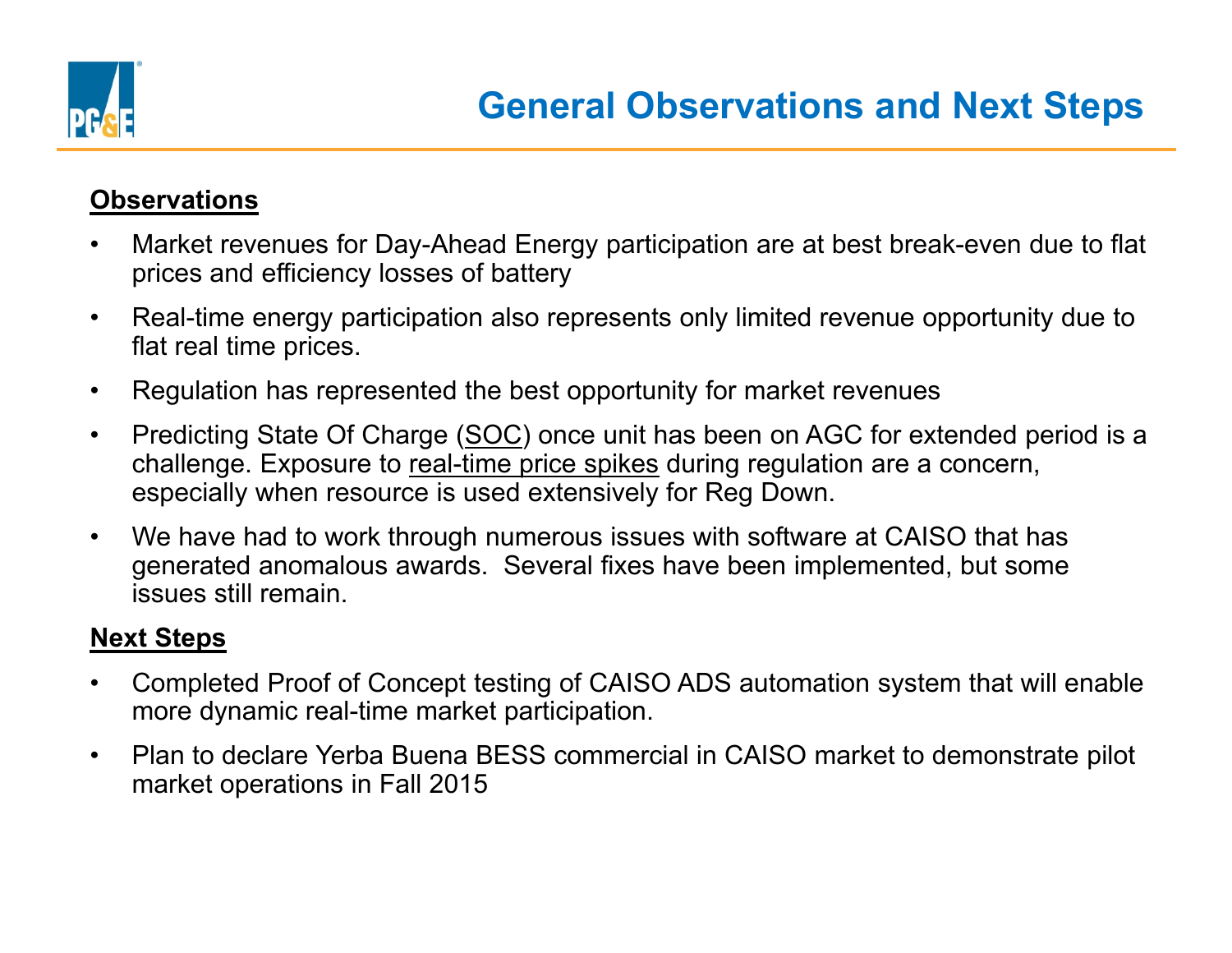# General Observations and Next Steps

**Observations**

- Market revenues for Day-Ahead Energy participation are at best break-even due to flat prices and efficiency losses of battery
- Real-time energy participation also represents only limited revenue opportunity due to flat real time prices.
- Regulation has represented the best opportunity for market revenues
- Predicting State Of Charge (SOC) once unit has been on AGC for extended period is a challenge. Exposure to real-time price spikes during regulation are a concern, especially when resource is used extensively for Reg Down.
- We have had to work through numerous issues with software at CAISO that has generated anomalous awards. Several fixes have been implemented, but some issues still remain.

**Next Steps**

- Completed Proof of Concept testing of CAISO ADS automation system that will enable more dynamic real-time market participation.
- Plan to declare Yerba Buena BESS commercial in CAISO market to demonstrate pilot market operations in Fall 2015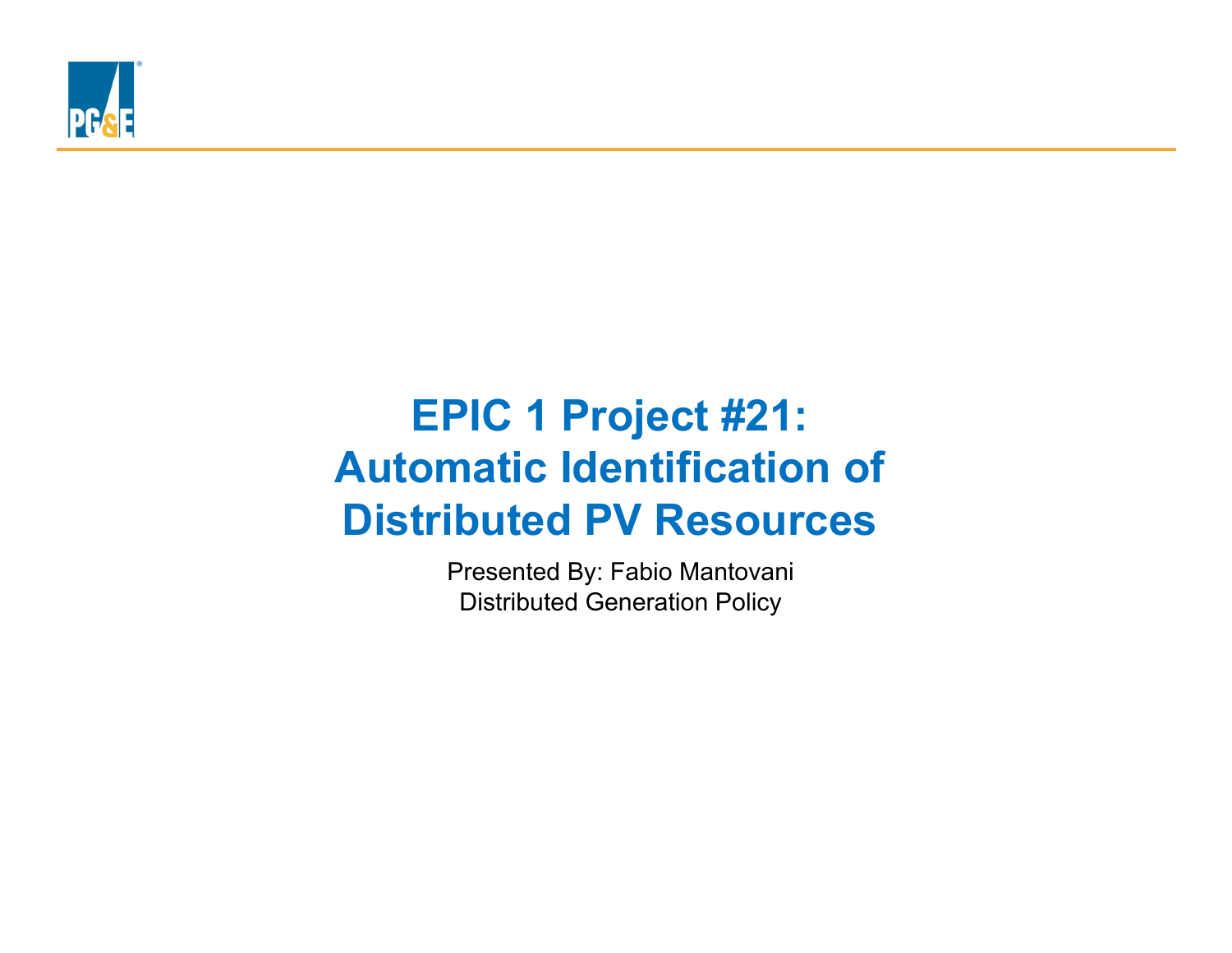# EPIC 1 Project #21: Automatic Identification of Distributed PV Resources

Presented By: Fabio Mantovani

Distributed Generation Policy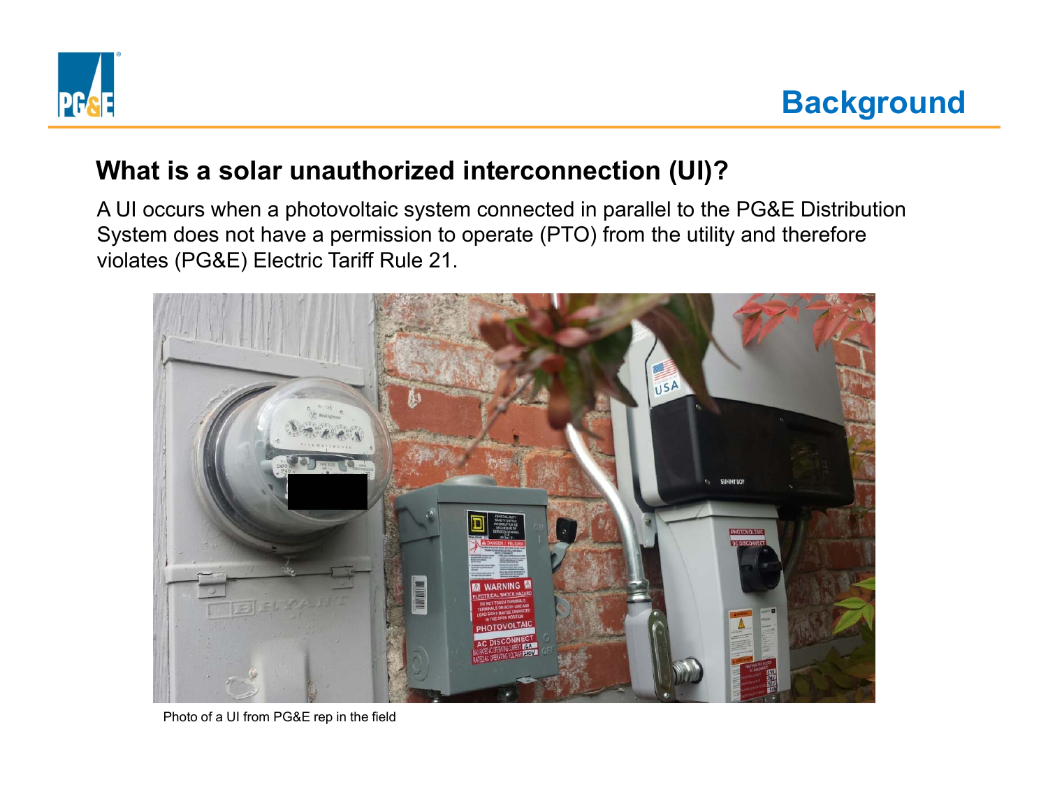# Background

## What is a solar unauthorized interconnection (UI)?

A UI occurs when a photovoltaic system connected in parallel to the PG&E Distribution System does not have a permission to operate (PTO) from the utility and therefore violates (PG&E) Electric Tariff Rule 21.

Photo of a UI from PG&E rep in the field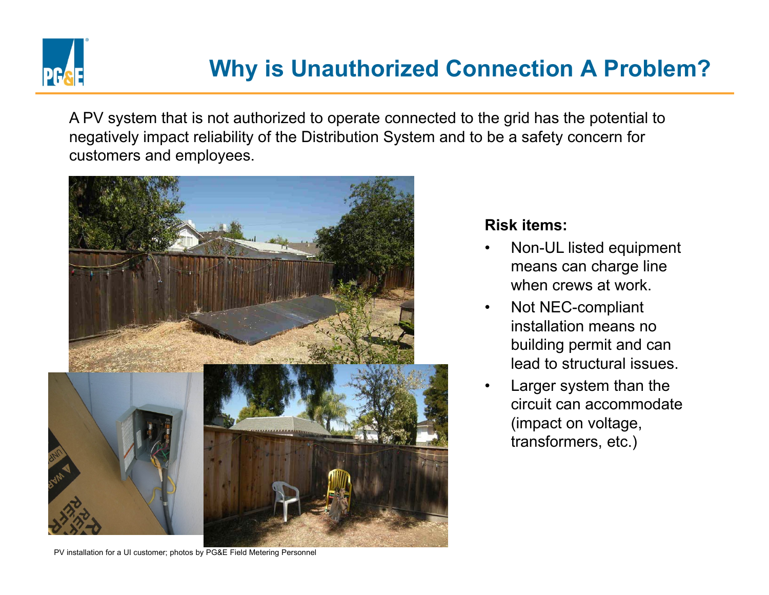# Why is Unauthorized Connection A Problem?

A PV system that is not authorized to operate connected to the grid has the potential to negatively impact reliability of the Distribution System and to be a safety concern for customers and employees.

**Risk items:**

- Non-UL listed equipment means can charge line when crews at work.
- Not NEC-compliant installation means no building permit and can lead to structural issues.
- Larger system than the circuit can accommodate (impact on voltage, transformers, etc.)

PV installation for a UI customer; photos by PG&E Field Metering Personnel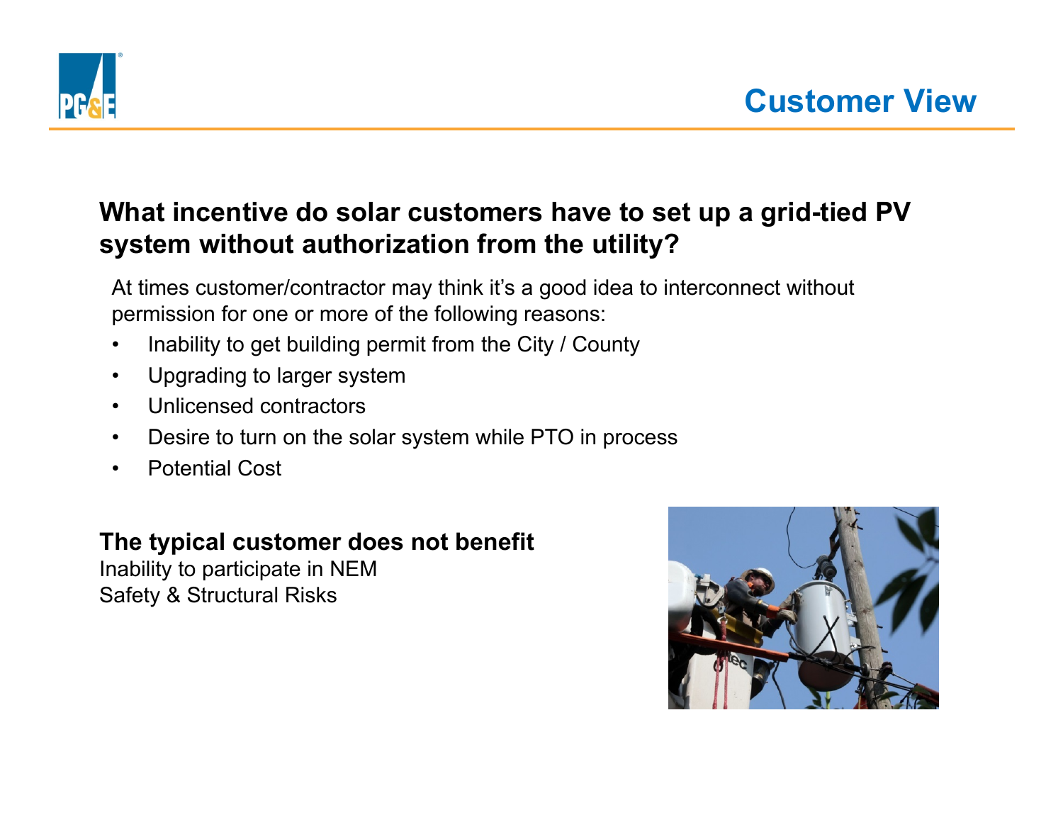# Customer View

## What incentive do solar customers have to set up a grid-tied PV system without authorization from the utility?

At times customer/contractor may think it's a good idea to interconnect without permission for one or more of the following reasons:

- Inability to get building permit from the City / County
- Upgrading to larger system
- Unlicensed contractors
- Desire to turn on the solar system while PTO in process
- Potential Cost

**The typical customer does not benefit**

Inability to participate in NEM

Safety & Structural Risks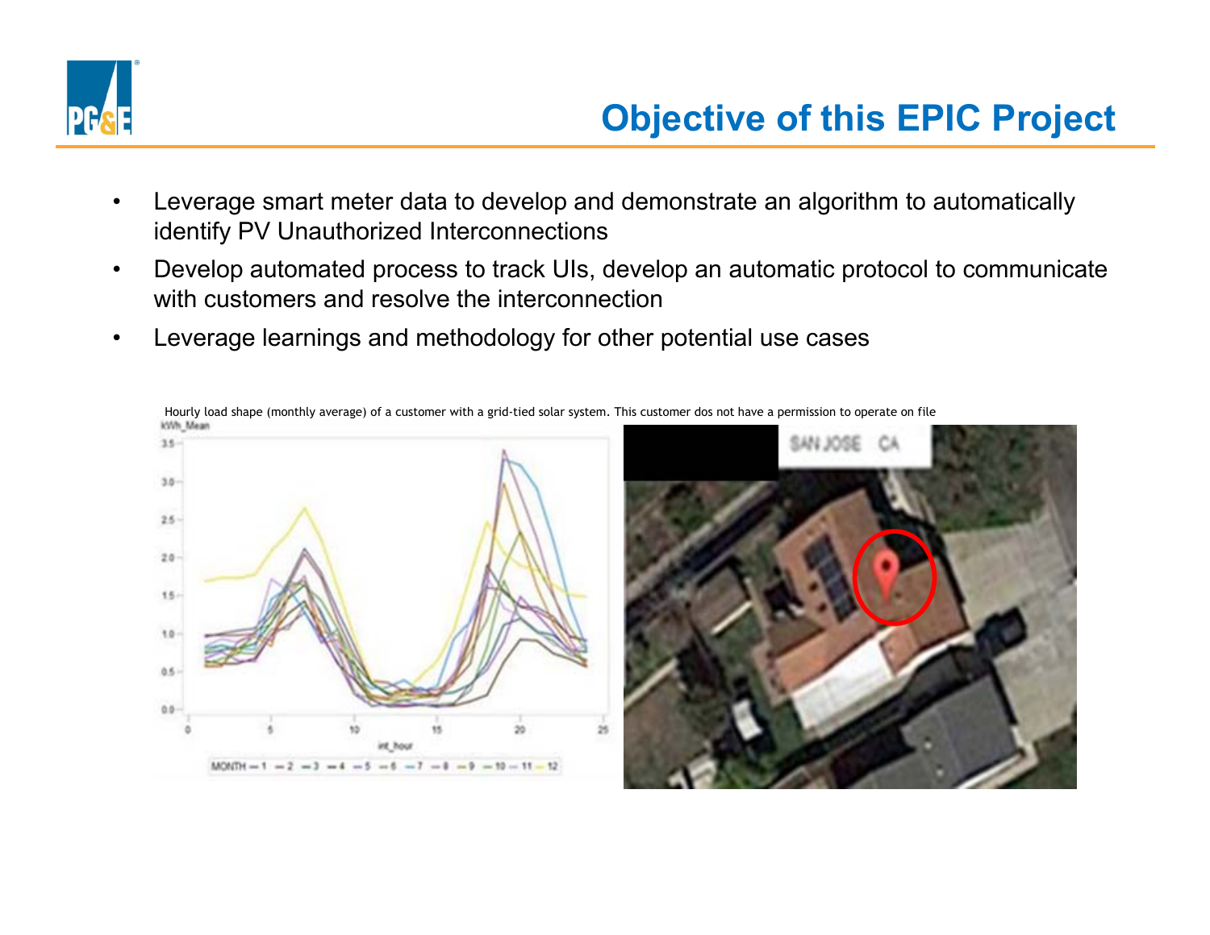# Objective of this EPIC Project

- Leverage smart meter data to develop and demonstrate an algorithm to automatically identify PV Unauthorized Interconnections
- Develop automated process to track UIs, develop an automatic protocol to communicate with customers and resolve the interconnection
- Leverage learnings and methodology for other potential use cases

Hourly load shape (monthly average) of a customer with a grid-tied solar system. This customer dos not have a permission to operate on file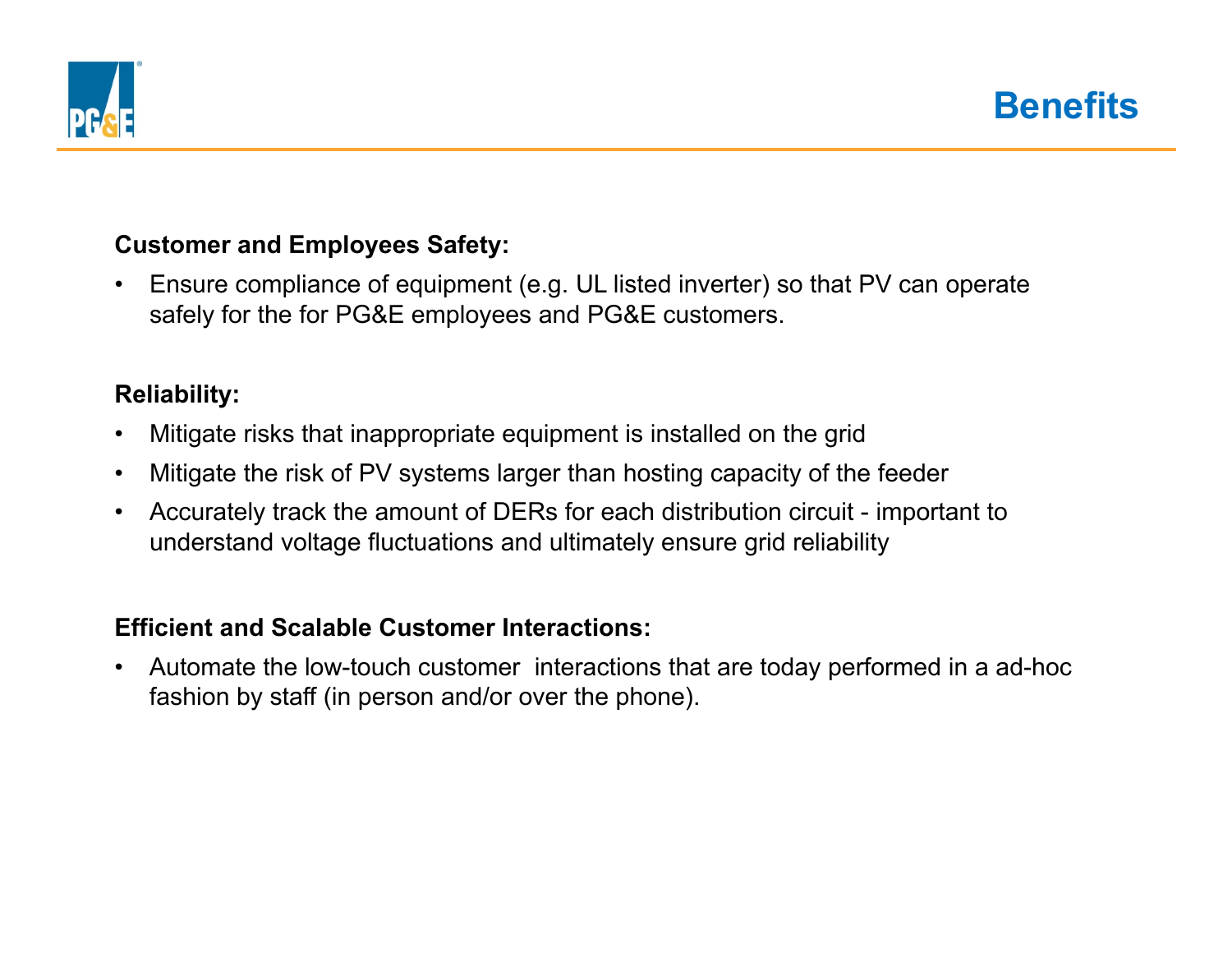# Benefits

**Customer and Employees Safety:**

- Ensure compliance of equipment (e.g. UL listed inverter) so that PV can operate safely for the for PG&E employees and PG&E customers.

**Reliability:**

- Mitigate risks that inappropriate equipment is installed on the grid
- Mitigate the risk of PV systems larger than hosting capacity of the feeder
- Accurately track the amount of DERs for each distribution circuit - important to understand voltage fluctuations and ultimately ensure grid reliability

**Efficient and Scalable Customer Interactions:**

- Automate the low-touch customer interactions that are today performed in a ad-hoc fashion by staff (in person and/or over the phone).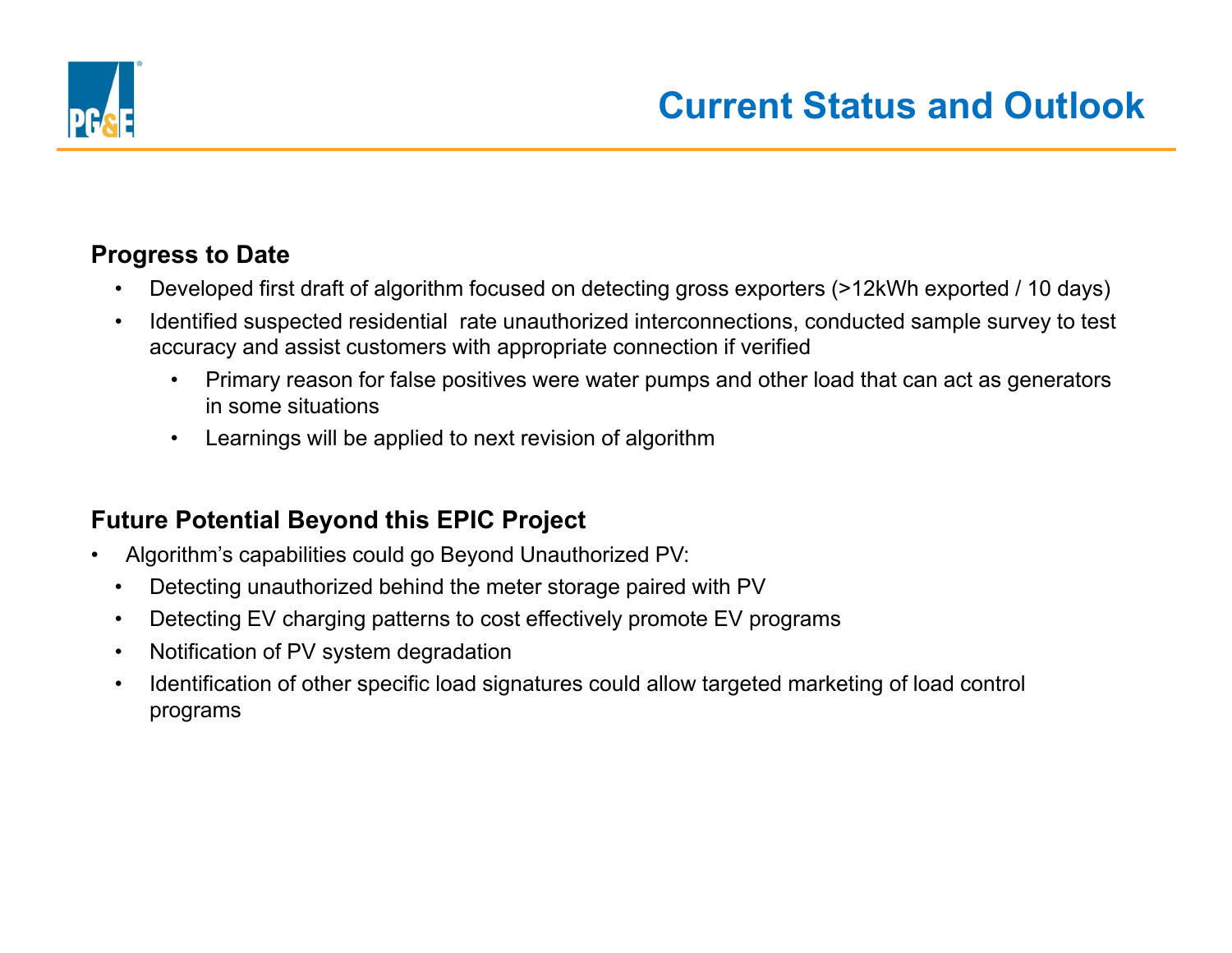# Current Status and Outlook

### Progress to Date

- Developed first draft of algorithm focused on detecting gross exporters (>12kWh exported / 10 days)
- Identified suspected residential rate unauthorized interconnections, conducted sample survey to test accuracy and assist customers with appropriate connection if verified
  - Primary reason for false positives were water pumps and other load that can act as generators in some situations
  - Learnings will be applied to next revision of algorithm

### Future Potential Beyond this EPIC Project

- Algorithm's capabilities could go Beyond Unauthorized PV:
  - Detecting unauthorized behind the meter storage paired with PV
  - Detecting EV charging patterns to cost effectively promote EV programs
  - Notification of PV system degradation
  - Identification of other specific load signatures could allow targeted marketing of load control programs